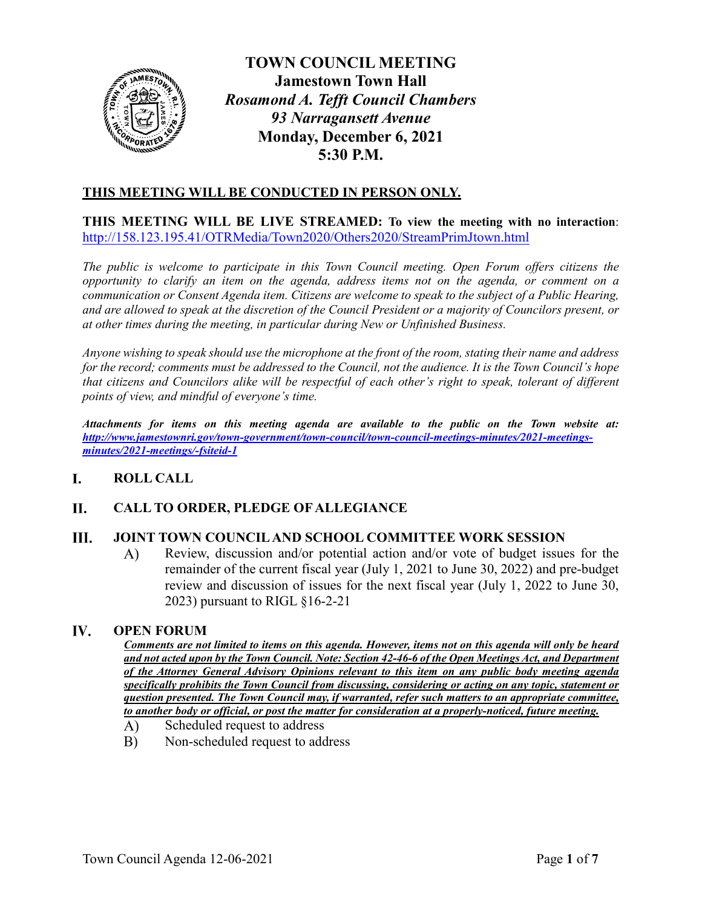# TOWN COUNCIL MEETING

**Jamestown Town Hall**
***Rosamond A. Tefft Council Chambers***
***93 Narragansett Avenue***
**Monday, December 6, 2021**
**5:30 P.M.**

**<u>THIS MEETING WILL BE CONDUCTED IN PERSON ONLY.</u>**

**THIS MEETING WILL BE LIVE STREAMED: To view the meeting with no interaction**: http://158.123.195.41/OTRMedia/Town2020/Others2020/StreamPrimJtown.html

*The public is welcome to participate in this Town Council meeting. Open Forum offers citizens the opportunity to clarify an item on the agenda, address items not on the agenda, or comment on a communication or Consent Agenda item. Citizens are welcome to speak to the subject of a Public Hearing, and are allowed to speak at the discretion of the Council President or a majority of Councilors present, or at other times during the meeting, in particular during New or Unfinished Business.*

*Anyone wishing to speak should use the microphone at the front of the room, stating their name and address for the record; comments must be addressed to the Council, not the audience. It is the Town Council's hope that citizens and Councilors alike will be respectful of each other's right to speak, tolerant of different points of view, and mindful of everyone's time.*

***Attachments for items on this meeting agenda are available to the public on the Town website at: http://www.jamestownri.gov/town-government/town-council/town-council-meetings-minutes/2021-meetings-minutes/2021-meetings/-fsiteid-1***

## I. ROLL CALL

## II. CALL TO ORDER, PLEDGE OF ALLEGIANCE

## III. JOINT TOWN COUNCIL AND SCHOOL COMMITTEE WORK SESSION

A) Review, discussion and/or potential action and/or vote of budget issues for the remainder of the current fiscal year (July 1, 2021 to June 30, 2022) and pre-budget review and discussion of issues for the next fiscal year (July 1, 2022 to June 30, 2023) pursuant to RIGL §16-2-21

## IV. OPEN FORUM

***<u>Comments are not limited to items on this agenda. However, items not on this agenda will only be heard and not acted upon by the Town Council. Note: Section 42-46-6 of the Open Meetings Act, and Department of the Attorney General Advisory Opinions relevant to this item on any public body meeting agenda specifically prohibits the Town Council from discussing, considering or acting on any topic, statement or question presented. The Town Council may, if warranted, refer such matters to an appropriate committee, to another body or official, or post the matter for consideration at a properly-noticed, future meeting.</u>***

A) Scheduled request to address

B) Non-scheduled request to address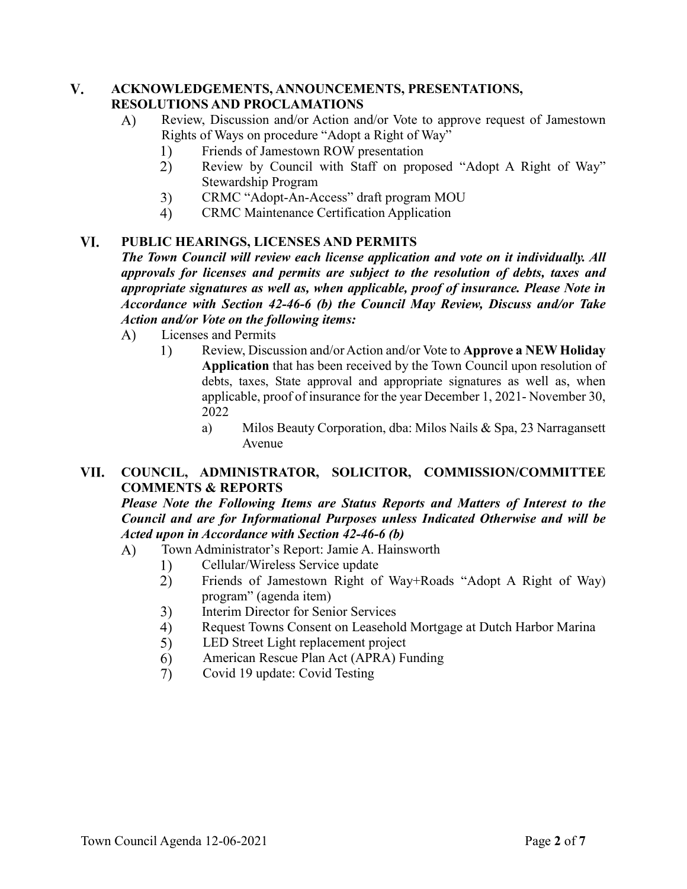## V. ACKNOWLEDGEMENTS, ANNOUNCEMENTS, PRESENTATIONS, RESOLUTIONS AND PROCLAMATIONS

A) Review, Discussion and/or Action and/or Vote to approve request of Jamestown Rights of Ways on procedure "Adopt a Right of Way"
   1) Friends of Jamestown ROW presentation
   2) Review by Council with Staff on proposed "Adopt A Right of Way" Stewardship Program
   3) CRMC "Adopt-An-Access" draft program MOU
   4) CRMC Maintenance Certification Application

## VI. PUBLIC HEARINGS, LICENSES AND PERMITS

***The Town Council will review each license application and vote on it individually. All approvals for licenses and permits are subject to the resolution of debts, taxes and appropriate signatures as well as, when applicable, proof of insurance. Please Note in Accordance with Section 42-46-6 (b) the Council May Review, Discuss and/or Take Action and/or Vote on the following items:***

A) Licenses and Permits
   1) Review, Discussion and/or Action and/or Vote to **Approve a NEW Holiday Application** that has been received by the Town Council upon resolution of debts, taxes, State approval and appropriate signatures as well as, when applicable, proof of insurance for the year December 1, 2021- November 30, 2022
      a) Milos Beauty Corporation, dba: Milos Nails & Spa, 23 Narragansett Avenue

## VII. COUNCIL, ADMINISTRATOR, SOLICITOR, COMMISSION/COMMITTEE COMMENTS & REPORTS

***Please Note the Following Items are Status Reports and Matters of Interest to the Council and are for Informational Purposes unless Indicated Otherwise and will be Acted upon in Accordance with Section 42-46-6 (b)***

A) Town Administrator's Report: Jamie A. Hainsworth
   1) Cellular/Wireless Service update
   2) Friends of Jamestown Right of Way+Roads "Adopt A Right of Way) program" (agenda item)
   3) Interim Director for Senior Services
   4) Request Towns Consent on Leasehold Mortgage at Dutch Harbor Marina
   5) LED Street Light replacement project
   6) American Rescue Plan Act (APRA) Funding
   7) Covid 19 update: Covid Testing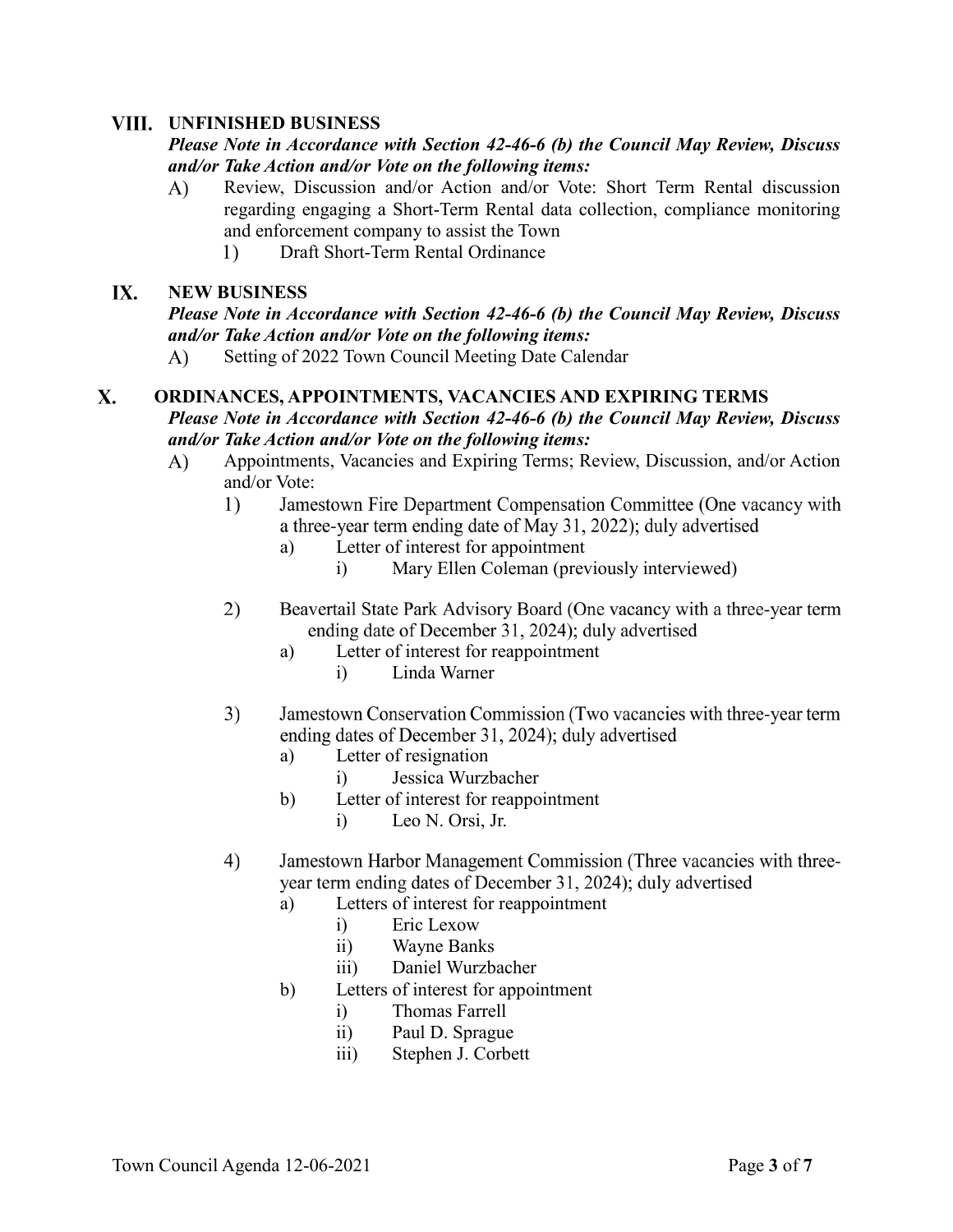## VIII. UNFINISHED BUSINESS

***Please Note in Accordance with Section 42-46-6 (b) the Council May Review, Discuss and/or Take Action and/or Vote on the following items:***

A) Review, Discussion and/or Action and/or Vote: Short Term Rental discussion regarding engaging a Short-Term Rental data collection, compliance monitoring and enforcement company to assist the Town
   1) Draft Short-Term Rental Ordinance

## IX. NEW BUSINESS

***Please Note in Accordance with Section 42-46-6 (b) the Council May Review, Discuss and/or Take Action and/or Vote on the following items:***

A) Setting of 2022 Town Council Meeting Date Calendar

## X. ORDINANCES, APPOINTMENTS, VACANCIES AND EXPIRING TERMS

***Please Note in Accordance with Section 42-46-6 (b) the Council May Review, Discuss and/or Take Action and/or Vote on the following items:***

A) Appointments, Vacancies and Expiring Terms; Review, Discussion, and/or Action and/or Vote:
   1) Jamestown Fire Department Compensation Committee (One vacancy with a three-year term ending date of May 31, 2022); duly advertised
      a) Letter of interest for appointment
         i) Mary Ellen Coleman (previously interviewed)

   2) Beavertail State Park Advisory Board (One vacancy with a three-year term ending date of December 31, 2024); duly advertised
      a) Letter of interest for reappointment
         i) Linda Warner

   3) Jamestown Conservation Commission (Two vacancies with three-year term ending dates of December 31, 2024); duly advertised
      a) Letter of resignation
         i) Jessica Wurzbacher
      b) Letter of interest for reappointment
         i) Leo N. Orsi, Jr.

   4) Jamestown Harbor Management Commission (Three vacancies with three-year term ending dates of December 31, 2024); duly advertised
      a) Letters of interest for reappointment
         i) Eric Lexow
         ii) Wayne Banks
         iii) Daniel Wurzbacher
      b) Letters of interest for appointment
         i) Thomas Farrell
         ii) Paul D. Sprague
         iii) Stephen J. Corbett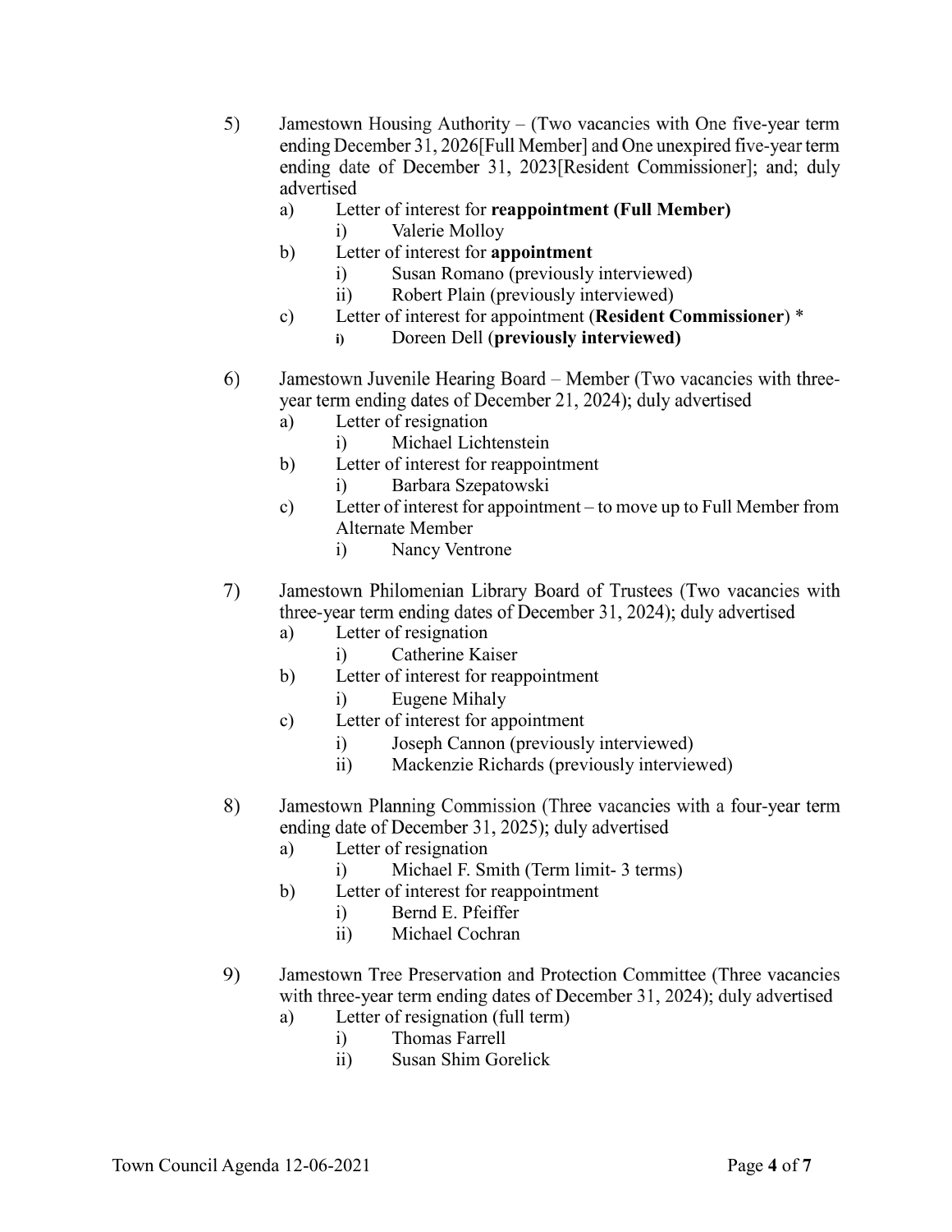5) Jamestown Housing Authority – (Two vacancies with One five-year term ending December 31, 2026[Full Member] and One unexpired five-year term ending date of December 31, 2023[Resident Commissioner]; and; duly advertised
   a) Letter of interest for **reappointment (Full Member)**
      i) Valerie Molloy
   b) Letter of interest for **appointment**
      i) Susan Romano (previously interviewed)
      ii) Robert Plain (previously interviewed)
   c) Letter of interest for appointment (**Resident Commissioner**) *
      i) Doreen Dell (**previously interviewed)**

6) Jamestown Juvenile Hearing Board – Member (Two vacancies with three-year term ending dates of December 21, 2024); duly advertised
   a) Letter of resignation
      i) Michael Lichtenstein
   b) Letter of interest for reappointment
      i) Barbara Szepatowski
   c) Letter of interest for appointment – to move up to Full Member from Alternate Member
      i) Nancy Ventrone

7) Jamestown Philomenian Library Board of Trustees (Two vacancies with three-year term ending dates of December 31, 2024); duly advertised
   a) Letter of resignation
      i) Catherine Kaiser
   b) Letter of interest for reappointment
      i) Eugene Mihaly
   c) Letter of interest for appointment
      i) Joseph Cannon (previously interviewed)
      ii) Mackenzie Richards (previously interviewed)

8) Jamestown Planning Commission (Three vacancies with a four-year term ending date of December 31, 2025); duly advertised
   a) Letter of resignation
      i) Michael F. Smith (Term limit- 3 terms)
   b) Letter of interest for reappointment
      i) Bernd E. Pfeiffer
      ii) Michael Cochran

9) Jamestown Tree Preservation and Protection Committee (Three vacancies with three-year term ending dates of December 31, 2024); duly advertised
   a) Letter of resignation (full term)
      i) Thomas Farrell
      ii) Susan Shim Gorelick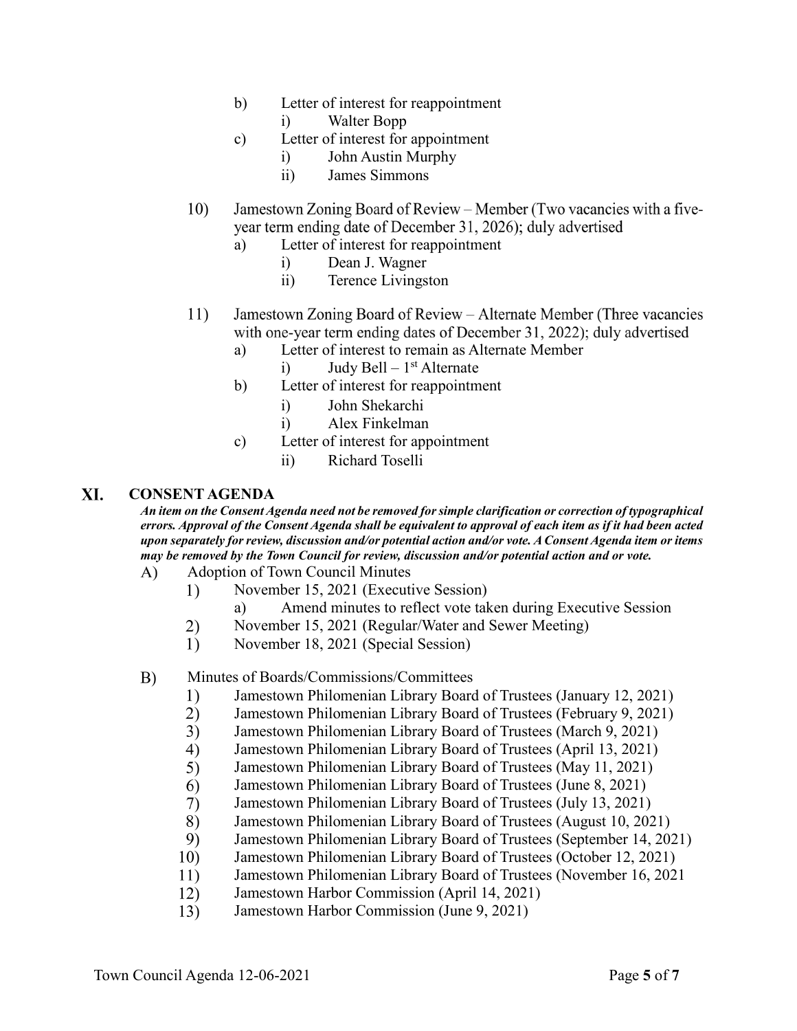b) Letter of interest for reappointment
   i) Walter Bopp
c) Letter of interest for appointment
   i) John Austin Murphy
   ii) James Simmons

10) Jamestown Zoning Board of Review – Member (Two vacancies with a five-year term ending date of December 31, 2026); duly advertised
   a) Letter of interest for reappointment
      i) Dean J. Wagner
      ii) Terence Livingston

11) Jamestown Zoning Board of Review – Alternate Member (Three vacancies with one-year term ending dates of December 31, 2022); duly advertised
   a) Letter of interest to remain as Alternate Member
      i) Judy Bell – 1st Alternate
   b) Letter of interest for reappointment
      i) John Shekarchi
      i) Alex Finkelman
   c) Letter of interest for appointment
      ii) Richard Toselli

## XI. CONSENT AGENDA

***An item on the Consent Agenda need not be removed for simple clarification or correction of typographical errors. Approval of the Consent Agenda shall be equivalent to approval of each item as if it had been acted upon separately for review, discussion and/or potential action and/or vote. A Consent Agenda item or items may be removed by the Town Council for review, discussion and/or potential action and or vote.***

A) Adoption of Town Council Minutes
   1) November 15, 2021 (Executive Session)
      a) Amend minutes to reflect vote taken during Executive Session
   2) November 15, 2021 (Regular/Water and Sewer Meeting)
   1) November 18, 2021 (Special Session)

B) Minutes of Boards/Commissions/Committees
   1) Jamestown Philomenian Library Board of Trustees (January 12, 2021)
   2) Jamestown Philomenian Library Board of Trustees (February 9, 2021)
   3) Jamestown Philomenian Library Board of Trustees (March 9, 2021)
   4) Jamestown Philomenian Library Board of Trustees (April 13, 2021)
   5) Jamestown Philomenian Library Board of Trustees (May 11, 2021)
   6) Jamestown Philomenian Library Board of Trustees (June 8, 2021)
   7) Jamestown Philomenian Library Board of Trustees (July 13, 2021)
   8) Jamestown Philomenian Library Board of Trustees (August 10, 2021)
   9) Jamestown Philomenian Library Board of Trustees (September 14, 2021)
   10) Jamestown Philomenian Library Board of Trustees (October 12, 2021)
   11) Jamestown Philomenian Library Board of Trustees (November 16, 2021
   12) Jamestown Harbor Commission (April 14, 2021)
   13) Jamestown Harbor Commission (June 9, 2021)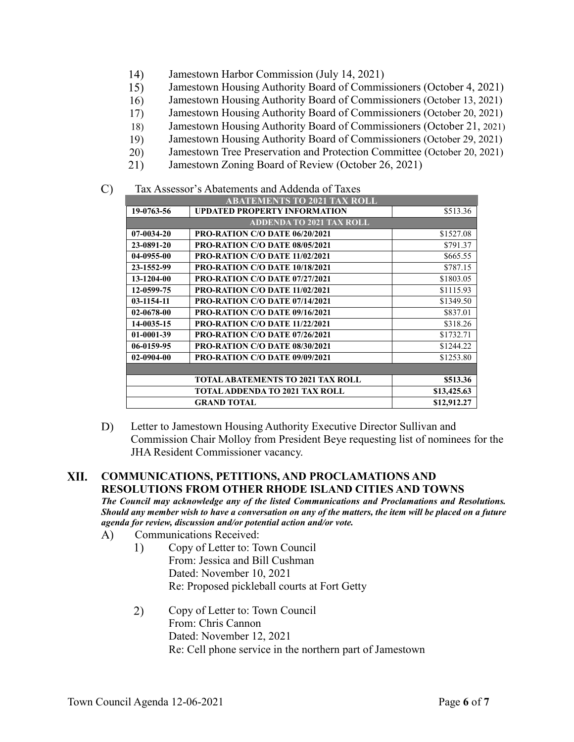14) Jamestown Harbor Commission (July 14, 2021)
15) Jamestown Housing Authority Board of Commissioners (October 4, 2021)
16) Jamestown Housing Authority Board of Commissioners (October 13, 2021)
17) Jamestown Housing Authority Board of Commissioners (October 20, 2021)
18) Jamestown Housing Authority Board of Commissioners (October 21, 2021)
19) Jamestown Housing Authority Board of Commissioners (October 29, 2021)
20) Jamestown Tree Preservation and Protection Committee (October 20, 2021)
21) Jamestown Zoning Board of Review (October 26, 2021)

C) Tax Assessor's Abatements and Addenda of Taxes

| ABATEMENTS TO 2021 TAX ROLL | | |
|---|---|---|
| 19-0763-56 | UPDATED PROPERTY INFORMATION | \$513.36 |
| **ADDENDA TO 2021 TAX ROLL** | | |
| 07-0034-20 | PRO-RATION C/O DATE 06/20/2021 | \$1527.08 |
| 23-0891-20 | PRO-RATION C/O DATE 08/05/2021 | \$791.37 |
| 04-0955-00 | PRO-RATION C/O DATE 11/02/2021 | \$665.55 |
| 23-1552-99 | PRO-RATION C/O DATE 10/18/2021 | \$787.15 |
| 13-1204-00 | PRO-RATION C/O DATE 07/27/2021 | \$1803.05 |
| 12-0599-75 | PRO-RATION C/O DATE 11/02/2021 | \$1115.93 |
| 03-1154-11 | PRO-RATION C/O DATE 07/14/2021 | \$1349.50 |
| 02-0678-00 | PRO-RATION C/O DATE 09/16/2021 | \$837.01 |
| 14-0035-15 | PRO-RATION C/O DATE 11/22/2021 | \$318.26 |
| 01-0001-39 | PRO-RATION C/O DATE 07/26/2021 | \$1732.71 |
| 06-0159-95 | PRO-RATION C/O DATE 08/30/2021 | \$1244.22 |
| 02-0904-00 | PRO-RATION C/O DATE 09/09/2021 | \$1253.80 |
| | | |
| | **TOTAL ABATEMENTS TO 2021 TAX ROLL** | **\$513.36** |
| | **TOTAL ADDENDA TO 2021 TAX ROLL** | **\$13,425.63** |
| | **GRAND TOTAL** | **\$12,912.27** |

D) Letter to Jamestown Housing Authority Executive Director Sullivan and Commission Chair Molloy from President Beye requesting list of nominees for the JHA Resident Commissioner vacancy.

## XII. COMMUNICATIONS, PETITIONS, AND PROCLAMATIONS AND RESOLUTIONS FROM OTHER RHODE ISLAND CITIES AND TOWNS

***The Council may acknowledge any of the listed Communications and Proclamations and Resolutions. Should any member wish to have a conversation on any of the matters, the item will be placed on a future agenda for review, discussion and/or potential action and/or vote.***

A) Communications Received:

1) Copy of Letter to: Town Council
   From: Jessica and Bill Cushman
   Dated: November 10, 2021
   Re: Proposed pickleball courts at Fort Getty

2) Copy of Letter to: Town Council
   From: Chris Cannon
   Dated: November 12, 2021
   Re: Cell phone service in the northern part of Jamestown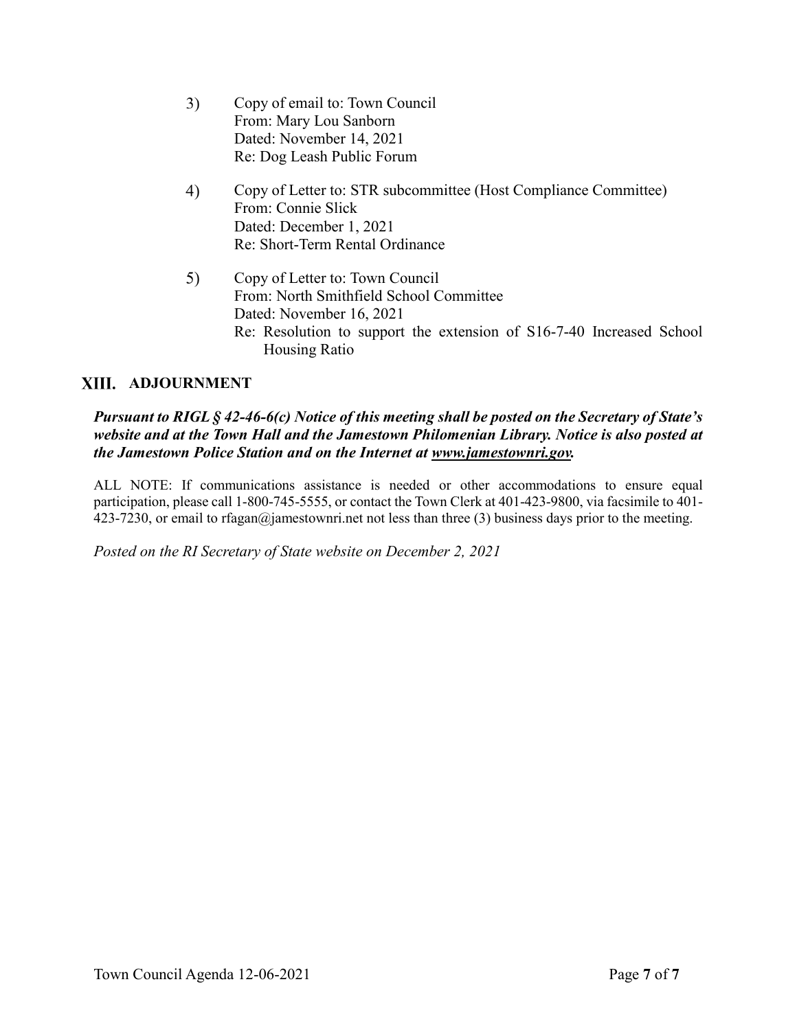3) Copy of email to: Town Council
   From: Mary Lou Sanborn
   Dated: November 14, 2021
   Re: Dog Leash Public Forum

4) Copy of Letter to: STR subcommittee (Host Compliance Committee)
   From: Connie Slick
   Dated: December 1, 2021
   Re: Short-Term Rental Ordinance

5) Copy of Letter to: Town Council
   From: North Smithfield School Committee
   Dated: November 16, 2021
   Re: Resolution to support the extension of S16-7-40 Increased School Housing Ratio

## XIII. ADJOURNMENT

***Pursuant to RIGL § 42-46-6(c) Notice of this meeting shall be posted on the Secretary of State's website and at the Town Hall and the Jamestown Philomenian Library. Notice is also posted at the Jamestown Police Station and on the Internet at www.jamestownri.gov.***

ALL NOTE: If communications assistance is needed or other accommodations to ensure equal participation, please call 1-800-745-5555, or contact the Town Clerk at 401-423-9800, via facsimile to 401-423-7230, or email to rfagan@jamestownri.net not less than three (3) business days prior to the meeting.

*Posted on the RI Secretary of State website on December 2, 2021*